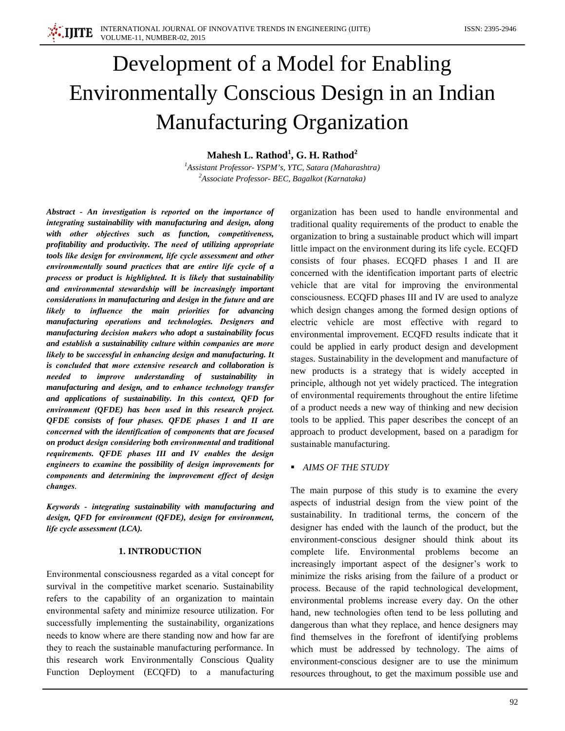# Development of a Model for Enabling Environmentally Conscious Design in an Indian Manufacturing Organization

**Mahesh L. Rathod[1], G. H. Rathod[2]**

[1] *Assistant Professor- YSPM's, YTC, Satara (Maharashtra)*
[2] *Associate Professor- BEC, Bagalkot (Karnataka)*

***Abstract - An investigation is reported on the importance of integrating sustainability with manufacturing and design, along with other objectives such as function, competitiveness, profitability and productivity. The need of utilizing appropriate tools like design for environment, life cycle assessment and other environmentally sound practices that are entire life cycle of a process or product is highlighted. It is likely that sustainability and environmental stewardship will be increasingly important considerations in manufacturing and design in the future and are likely to influence the main priorities for advancing manufacturing operations and technologies. Designers and manufacturing decision makers who adopt a sustainability focus and establish a sustainability culture within companies are more likely to be successful in enhancing design and manufacturing. It is concluded that more extensive research and collaboration is needed to improve understanding of sustainability in manufacturing and design, and to enhance technology transfer and applications of sustainability. In this context, QFD for environment (QFDE) has been used in this research project. QFDE consists of four phases. QFDE phases I and II are concerned with the identification of components that are focused on product design considering both environmental and traditional requirements. QFDE phases III and IV enables the design engineers to examine the possibility of design improvements for components and determining the improvement effect of design changes*.**

***Keywords - integrating sustainability with manufacturing and design, QFD for environment (QFDE), design for environment, life cycle assessment (LCA).***

## 1. INTRODUCTION

Environmental consciousness regarded as a vital concept for survival in the competitive market scenario. Sustainability refers to the capability of an organization to maintain environmental safety and minimize resource utilization. For successfully implementing the sustainability, organizations needs to know where are there standing now and how far are they to reach the sustainable manufacturing performance. In this research work Environmentally Conscious Quality Function Deployment (ECQFD) to a manufacturing organization has been used to handle environmental and traditional quality requirements of the product to enable the organization to bring a sustainable product which will impart little impact on the environment during its life cycle. ECQFD consists of four phases. ECQFD phases I and II are concerned with the identification important parts of electric vehicle that are vital for improving the environmental consciousness. ECQFD phases III and IV are used to analyze which design changes among the formed design options of electric vehicle are most effective with regard to environmental improvement. ECQFD results indicate that it could be applied in early product design and development stages. Sustainability in the development and manufacture of new products is a strategy that is widely accepted in principle, although not yet widely practiced. The integration of environmental requirements throughout the entire lifetime of a product needs a new way of thinking and new decision tools to be applied. This paper describes the concept of an approach to product development, based on a paradigm for sustainable manufacturing.

- *AIMS OF THE STUDY*

The main purpose of this study is to examine the every aspects of industrial design from the view point of the sustainability. In traditional terms, the concern of the designer has ended with the launch of the product, but the environment-conscious designer should think about its complete life. Environmental problems become an increasingly important aspect of the designer's work to minimize the risks arising from the failure of a product or process. Because of the rapid technological development, environmental problems increase every day. On the other hand, new technologies often tend to be less polluting and dangerous than what they replace, and hence designers may find themselves in the forefront of identifying problems which must be addressed by technology. The aims of environment-conscious designer are to use the minimum resources throughout, to get the maximum possible use and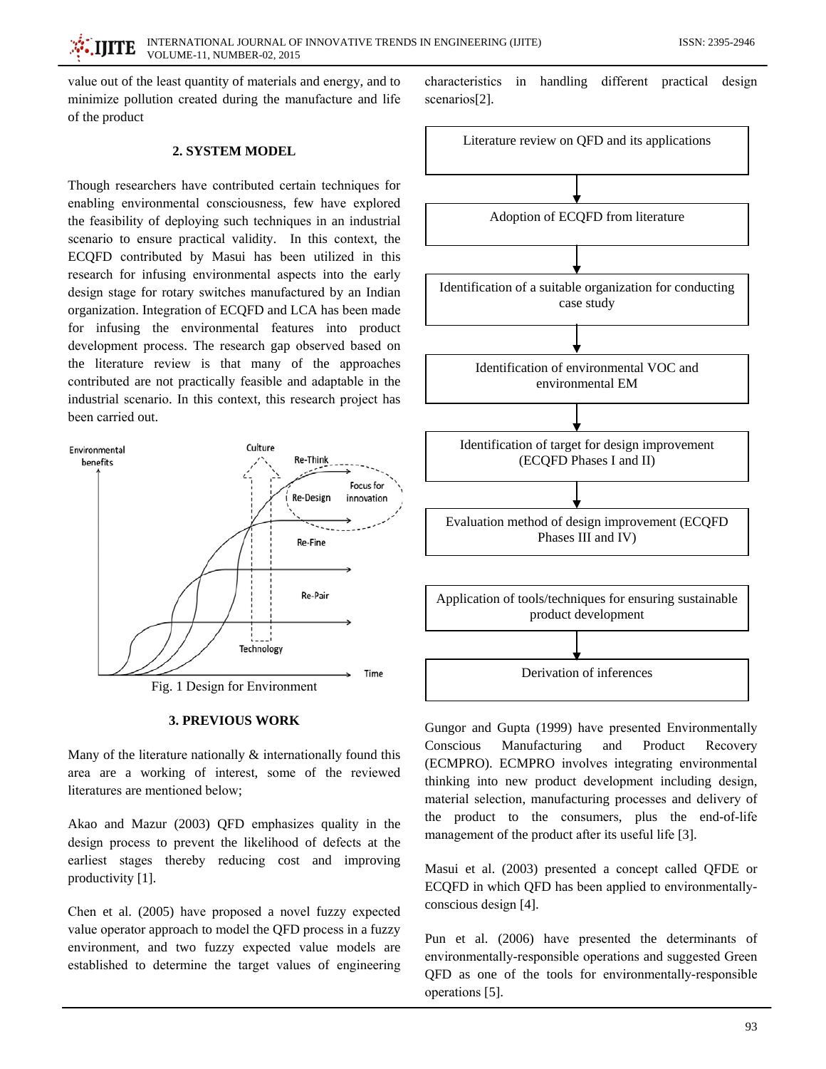value out of the least quantity of materials and energy, and to minimize pollution created during the manufacture and life of the product

## 2. SYSTEM MODEL

Though researchers have contributed certain techniques for enabling environmental consciousness, few have explored the feasibility of deploying such techniques in an industrial scenario to ensure practical validity. In this context, the ECQFD contributed by Masui has been utilized in this research for infusing environmental aspects into the early design stage for rotary switches manufactured by an Indian organization. Integration of ECQFD and LCA has been made for infusing the environmental features into product development process. The research gap observed based on the literature review is that many of the approaches contributed are not practically feasible and adaptable in the industrial scenario. In this context, this research project has been carried out.

Fig. 1 Design for Environment

## 3. PREVIOUS WORK

Many of the literature nationally & internationally found this area are a working of interest, some of the reviewed literatures are mentioned below;

Akao and Mazur (2003) QFD emphasizes quality in the design process to prevent the likelihood of defects at the earliest stages thereby reducing cost and improving productivity [1].

Chen et al. (2005) have proposed a novel fuzzy expected value operator approach to model the QFD process in a fuzzy environment, and two fuzzy expected value models are established to determine the target values of engineering characteristics in handling different practical design scenarios[2].

Literature review on QFD and its applications

↓

Adoption of ECQFD from literature

↓

Identification of a suitable organization for conducting case study

↓

Identification of environmental VOC and environmental EM

↓

Identification of target for design improvement (ECQFD Phases I and II)

↓

Evaluation method of design improvement (ECQFD Phases III and IV)

Application of tools/techniques for ensuring sustainable product development

↓

Derivation of inferences

Gungor and Gupta (1999) have presented Environmentally Conscious Manufacturing and Product Recovery (ECMPRO). ECMPRO involves integrating environmental thinking into new product development including design, material selection, manufacturing processes and delivery of the product to the consumers, plus the end-of-life management of the product after its useful life [3].

Masui et al. (2003) presented a concept called QFDE or ECQFD in which QFD has been applied to environmentally-conscious design [4].

Pun et al. (2006) have presented the determinants of environmentally-responsible operations and suggested Green QFD as one of the tools for environmentally-responsible operations [5].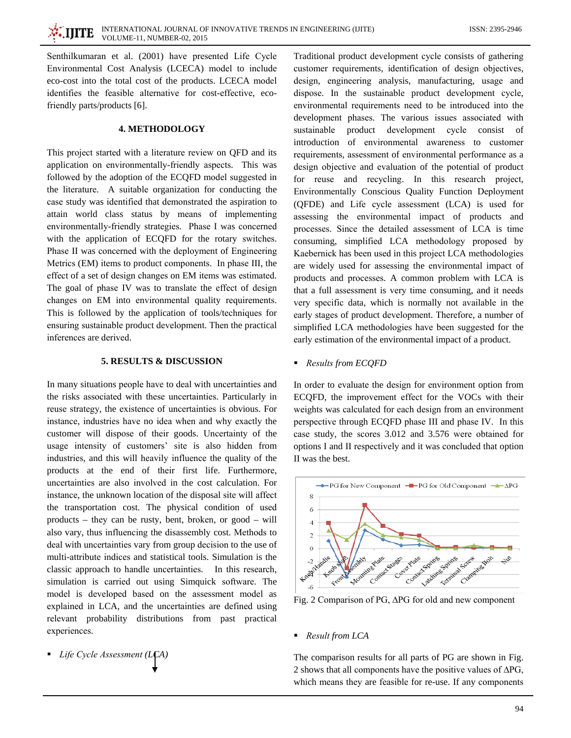Senthilkumaran et al. (2001) have presented Life Cycle Environmental Cost Analysis (LCECA) model to include eco-cost into the total cost of the products. LCECA model identifies the feasible alternative for cost-effective, eco-friendly parts/products [6].

## 4. METHODOLOGY

This project started with a literature review on QFD and its application on environmentally-friendly aspects. This was followed by the adoption of the ECQFD model suggested in the literature. A suitable organization for conducting the case study was identified that demonstrated the aspiration to attain world class status by means of implementing environmentally-friendly strategies. Phase I was concerned with the application of ECQFD for the rotary switches. Phase II was concerned with the deployment of Engineering Metrics (EM) items to product components. In phase III, the effect of a set of design changes on EM items was estimated. The goal of phase IV was to translate the effect of design changes on EM into environmental quality requirements. This is followed by the application of tools/techniques for ensuring sustainable product development. Then the practical inferences are derived.

## 5. RESULTS & DISCUSSION

In many situations people have to deal with uncertainties and the risks associated with these uncertainties. Particularly in reuse strategy, the existence of uncertainties is obvious. For instance, industries have no idea when and why exactly the customer will dispose of their goods. Uncertainty of the usage intensity of customers' site is also hidden from industries, and this will heavily influence the quality of the products at the end of their first life. Furthermore, uncertainties are also involved in the cost calculation. For instance, the unknown location of the disposal site will affect the transportation cost. The physical condition of used products – they can be rusty, bent, broken, or good – will also vary, thus influencing the disassembly cost. Methods to deal with uncertainties vary from group decision to the use of multi-attribute indices and statistical tools. Simulation is the classic approach to handle uncertainties. In this research, simulation is carried out using Simquick software. The model is developed based on the assessment model as explained in LCA, and the uncertainties are defined using relevant probability distributions from past practical experiences.

- *Life Cycle Assessment (LCA)*

Traditional product development cycle consists of gathering customer requirements, identification of design objectives, design, engineering analysis, manufacturing, usage and dispose. In the sustainable product development cycle, environmental requirements need to be introduced into the development phases. The various issues associated with sustainable product development cycle consist of introduction of environmental awareness to customer requirements, assessment of environmental performance as a design objective and evaluation of the potential of product for reuse and recycling. In this research project, Environmentally Conscious Quality Function Deployment (QFDE) and Life cycle assessment (LCA) is used for assessing the environmental impact of products and processes. Since the detailed assessment of LCA is time consuming, simplified LCA methodology proposed by Kaebernick has been used in this project LCA methodologies are widely used for assessing the environmental impact of products and processes. A common problem with LCA is that a full assessment is very time consuming, and it needs very specific data, which is normally not available in the early stages of product development. Therefore, a number of simplified LCA methodologies have been suggested for the early estimation of the environmental impact of a product.

- *Results from ECQFD*

In order to evaluate the design for environment option from ECQFD, the improvement effect for the VOCs with their weights was calculated for each design from an environment perspective through ECQFD phase III and phase IV. In this case study, the scores 3.012 and 3.576 were obtained for options I and II respectively and it was concluded that option II was the best.

Fig. 2 Comparison of PG, ΔPG for old and new component

- *Result from LCA*

The comparison results for all parts of PG are shown in Fig. 2 shows that all components have the positive values of ΔPG, which means they are feasible for re-use. If any components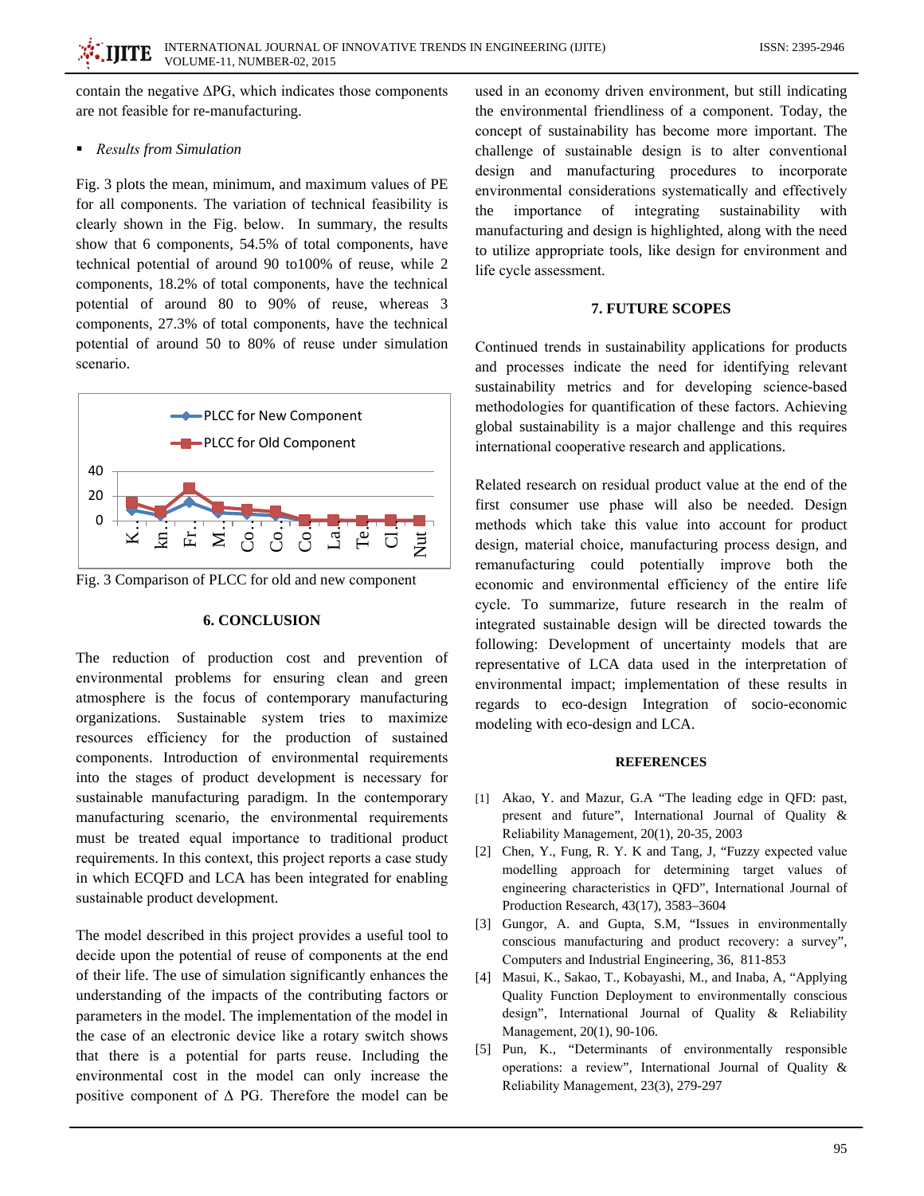contain the negative $\Delta PG$, which indicates those components are not feasible for re-manufacturing.

- *Results from Simulation*

Fig. 3 plots the mean, minimum, and maximum values of PE for all components. The variation of technical feasibility is clearly shown in the Fig. below. In summary, the results show that 6 components, 54.5% of total components, have technical potential of around 90 to100% of reuse, while 2 components, 18.2% of total components, have the technical potential of around 80 to 90% of reuse, whereas 3 components, 27.3% of total components, have the technical potential of around 50 to 80% of reuse under simulation scenario.

Fig. 3 Comparison of PLCC for old and new component

## 6. CONCLUSION

The reduction of production cost and prevention of environmental problems for ensuring clean and green atmosphere is the focus of contemporary manufacturing organizations. Sustainable system tries to maximize resources efficiency for the production of sustained components. Introduction of environmental requirements into the stages of product development is necessary for sustainable manufacturing paradigm. In the contemporary manufacturing scenario, the environmental requirements must be treated equal importance to traditional product requirements. In this context, this project reports a case study in which ECQFD and LCA has been integrated for enabling sustainable product development.

The model described in this project provides a useful tool to decide upon the potential of reuse of components at the end of their life. The use of simulation significantly enhances the understanding of the impacts of the contributing factors or parameters in the model. The implementation of the model in the case of an electronic device like a rotary switch shows that there is a potential for parts reuse. Including the environmental cost in the model can only increase the positive component of $\Delta$ PG. Therefore the model can be used in an economy driven environment, but still indicating the environmental friendliness of a component. Today, the concept of sustainability has become more important. The challenge of sustainable design is to alter conventional design and manufacturing procedures to incorporate environmental considerations systematically and effectively the importance of integrating sustainability with manufacturing and design is highlighted, along with the need to utilize appropriate tools, like design for environment and life cycle assessment.

## 7. FUTURE SCOPES

Continued trends in sustainability applications for products and processes indicate the need for identifying relevant sustainability metrics and for developing science-based methodologies for quantification of these factors. Achieving global sustainability is a major challenge and this requires international cooperative research and applications.

Related research on residual product value at the end of the first consumer use phase will also be needed. Design methods which take this value into account for product design, material choice, manufacturing process design, and remanufacturing could potentially improve both the economic and environmental efficiency of the entire life cycle. To summarize, future research in the realm of integrated sustainable design will be directed towards the following: Development of uncertainty models that are representative of LCA data used in the interpretation of environmental impact; implementation of these results in regards to eco-design Integration of socio-economic modeling with eco-design and LCA.

## REFERENCES

[1] Akao, Y. and Mazur, G.A "The leading edge in QFD: past, present and future", International Journal of Quality & Reliability Management, 20(1), 20-35, 2003

[2] Chen, Y., Fung, R. Y. K and Tang, J, "Fuzzy expected value modelling approach for determining target values of engineering characteristics in QFD", International Journal of Production Research, 43(17), 3583–3604

[3] Gungor, A. and Gupta, S.M, "Issues in environmentally conscious manufacturing and product recovery: a survey", Computers and Industrial Engineering, 36, 811-853

[4] Masui, K., Sakao, T., Kobayashi, M., and Inaba, A, "Applying Quality Function Deployment to environmentally conscious design", International Journal of Quality & Reliability Management, 20(1), 90-106.

[5] Pun, K., "Determinants of environmentally responsible operations: a review", International Journal of Quality & Reliability Management, 23(3), 279-297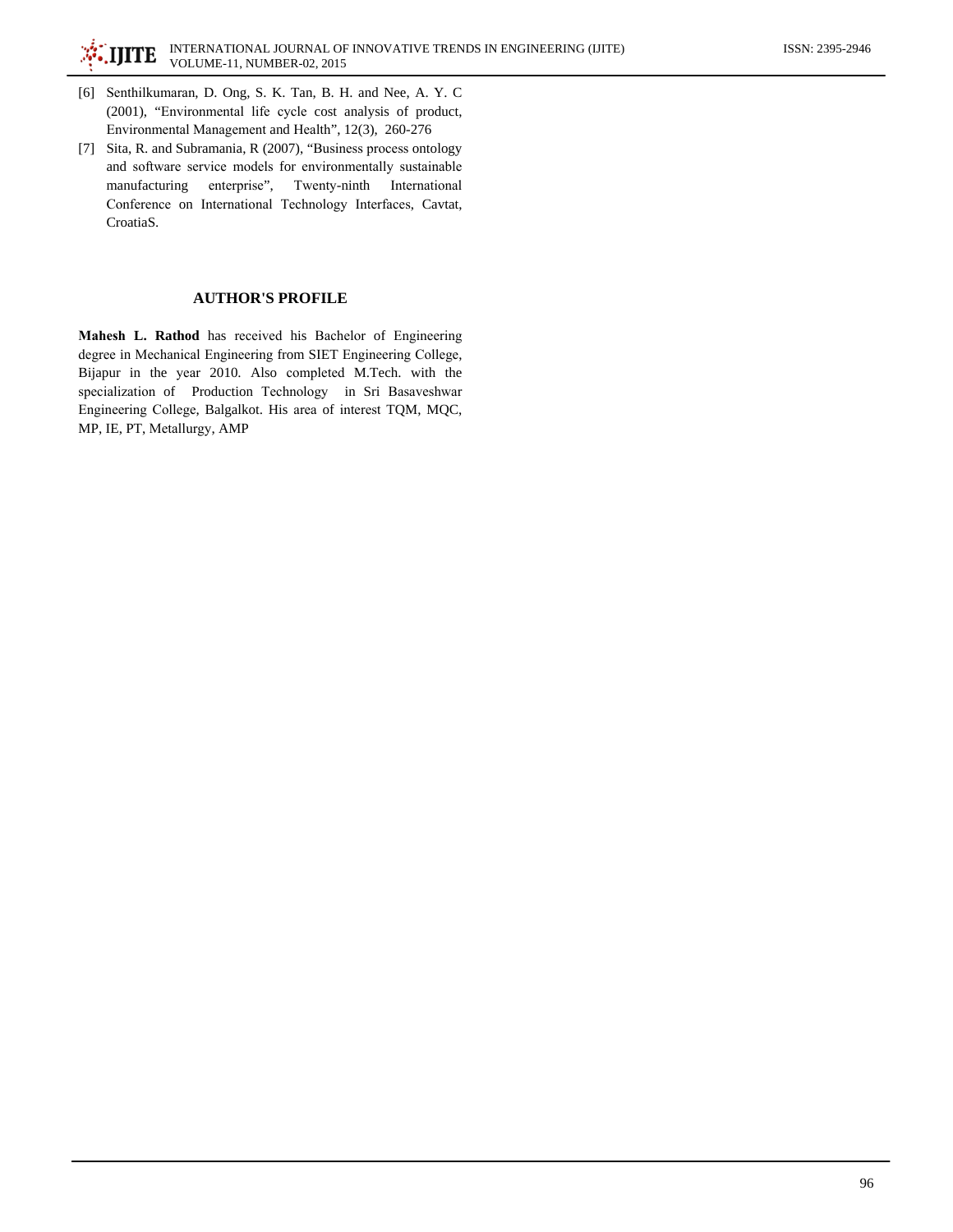[6] Senthilkumaran, D. Ong, S. K. Tan, B. H. and Nee, A. Y. C (2001), "Environmental life cycle cost analysis of product, Environmental Management and Health", 12(3), 260-276

[7] Sita, R. and Subramania, R (2007), "Business process ontology and software service models for environmentally sustainable manufacturing enterprise", Twenty-ninth International Conference on International Technology Interfaces, Cavtat, CroatiaS.

## AUTHOR'S PROFILE

**Mahesh L. Rathod** has received his Bachelor of Engineering degree in Mechanical Engineering from SIET Engineering College, Bijapur in the year 2010. Also completed M.Tech. with the specialization of Production Technology in Sri Basaveshwar Engineering College, Balgalkot. His area of interest TQM, MQC, MP, IE, PT, Metallurgy, AMP